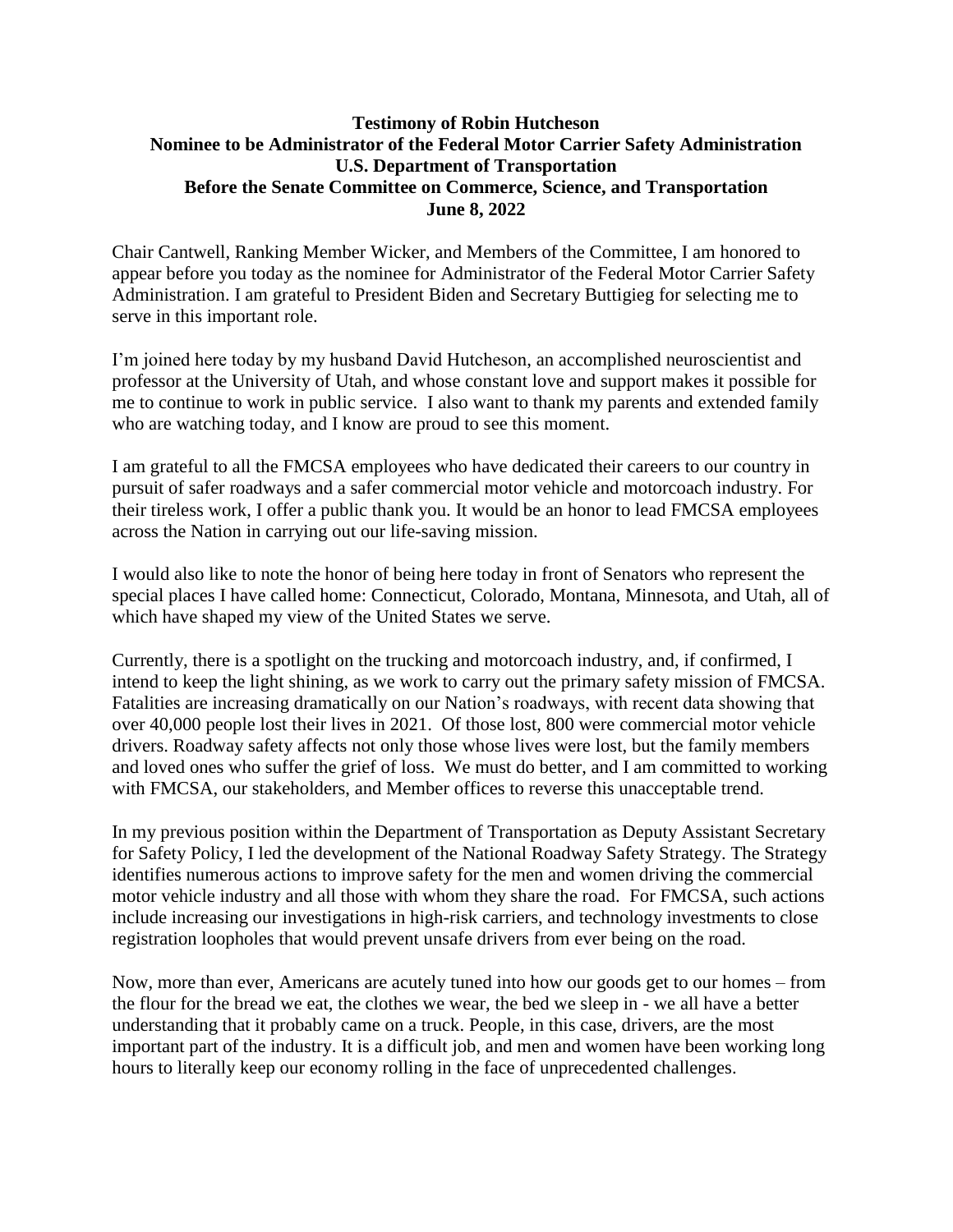**Testimony of Robin Hutcheson**
**Nominee to be Administrator of the Federal Motor Carrier Safety Administration**
**U.S. Department of Transportation**
**Before the Senate Committee on Commerce, Science, and Transportation**
**June 8, 2022**

Chair Cantwell, Ranking Member Wicker, and Members of the Committee, I am honored to appear before you today as the nominee for Administrator of the Federal Motor Carrier Safety Administration. I am grateful to President Biden and Secretary Buttigieg for selecting me to serve in this important role.

I'm joined here today by my husband David Hutcheson, an accomplished neuroscientist and professor at the University of Utah, and whose constant love and support makes it possible for me to continue to work in public service. I also want to thank my parents and extended family who are watching today, and I know are proud to see this moment.

I am grateful to all the FMCSA employees who have dedicated their careers to our country in pursuit of safer roadways and a safer commercial motor vehicle and motorcoach industry. For their tireless work, I offer a public thank you. It would be an honor to lead FMCSA employees across the Nation in carrying out our life-saving mission.

I would also like to note the honor of being here today in front of Senators who represent the special places I have called home: Connecticut, Colorado, Montana, Minnesota, and Utah, all of which have shaped my view of the United States we serve.

Currently, there is a spotlight on the trucking and motorcoach industry, and, if confirmed, I intend to keep the light shining, as we work to carry out the primary safety mission of FMCSA. Fatalities are increasing dramatically on our Nation's roadways, with recent data showing that over 40,000 people lost their lives in 2021. Of those lost, 800 were commercial motor vehicle drivers. Roadway safety affects not only those whose lives were lost, but the family members and loved ones who suffer the grief of loss. We must do better, and I am committed to working with FMCSA, our stakeholders, and Member offices to reverse this unacceptable trend.

In my previous position within the Department of Transportation as Deputy Assistant Secretary for Safety Policy, I led the development of the National Roadway Safety Strategy. The Strategy identifies numerous actions to improve safety for the men and women driving the commercial motor vehicle industry and all those with whom they share the road. For FMCSA, such actions include increasing our investigations in high-risk carriers, and technology investments to close registration loopholes that would prevent unsafe drivers from ever being on the road.

Now, more than ever, Americans are acutely tuned into how our goods get to our homes – from the flour for the bread we eat, the clothes we wear, the bed we sleep in - we all have a better understanding that it probably came on a truck. People, in this case, drivers, are the most important part of the industry. It is a difficult job, and men and women have been working long hours to literally keep our economy rolling in the face of unprecedented challenges.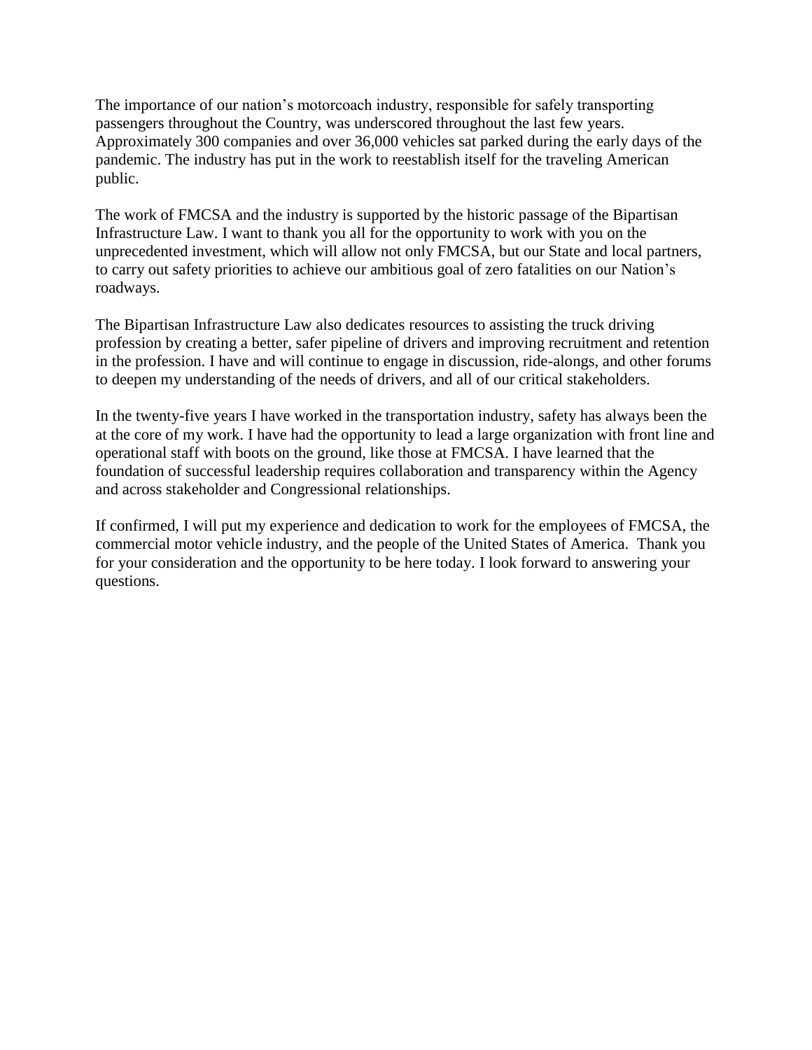The importance of our nation's motorcoach industry, responsible for safely transporting passengers throughout the Country, was underscored throughout the last few years. Approximately 300 companies and over 36,000 vehicles sat parked during the early days of the pandemic. The industry has put in the work to reestablish itself for the traveling American public.

The work of FMCSA and the industry is supported by the historic passage of the Bipartisan Infrastructure Law. I want to thank you all for the opportunity to work with you on the unprecedented investment, which will allow not only FMCSA, but our State and local partners, to carry out safety priorities to achieve our ambitious goal of zero fatalities on our Nation's roadways.

The Bipartisan Infrastructure Law also dedicates resources to assisting the truck driving profession by creating a better, safer pipeline of drivers and improving recruitment and retention in the profession. I have and will continue to engage in discussion, ride-alongs, and other forums to deepen my understanding of the needs of drivers, and all of our critical stakeholders.

In the twenty-five years I have worked in the transportation industry, safety has always been the at the core of my work. I have had the opportunity to lead a large organization with front line and operational staff with boots on the ground, like those at FMCSA. I have learned that the foundation of successful leadership requires collaboration and transparency within the Agency and across stakeholder and Congressional relationships.

If confirmed, I will put my experience and dedication to work for the employees of FMCSA, the commercial motor vehicle industry, and the people of the United States of America. Thank you for your consideration and the opportunity to be here today. I look forward to answering your questions.